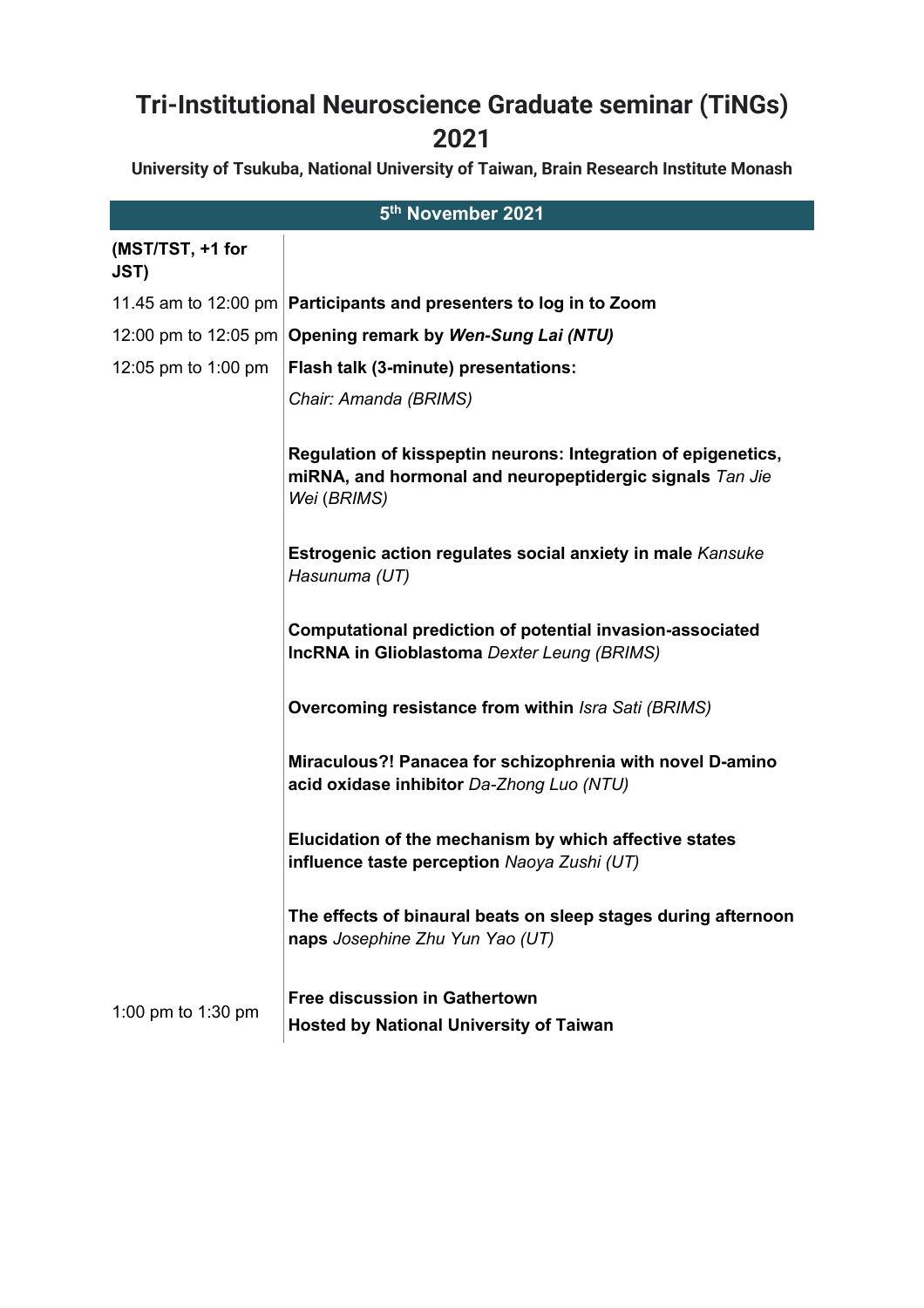# Tri-Institutional Neuroscience Graduate seminar (TiNGs) 2021

**University of Tsukuba, National University of Taiwan, Brain Research Institute Monash**

| 5th November 2021 | |
|---|---|
| **(MST/TST, +1 for JST)** | |
| 11.45 am to 12:00 pm | **Participants and presenters to log in to Zoom** |
| 12:00 pm to 12:05 pm | **Opening remark by *Wen-Sung Lai (NTU)*** |
| 12:05 pm to 1:00 pm | **Flash talk (3-minute) presentations:** |
| | *Chair: Amanda (BRIMS)* |
| | **Regulation of kisspeptin neurons: Integration of epigenetics, miRNA, and hormonal and neuropeptidergic signals** *Tan Jie Wei* (*BRIMS)* |
| | **Estrogenic action regulates social anxiety in male** *Kansuke Hasunuma (UT)* |
| | **Computational prediction of potential invasion-associated lncRNA in Glioblastoma** *Dexter Leung (BRIMS)* |
| | **Overcoming resistance from within** *Isra Sati (BRIMS)* |
| | **Miraculous?! Panacea for schizophrenia with novel D-amino acid oxidase inhibitor** *Da-Zhong Luo (NTU)* |
| | **Elucidation of the mechanism by which affective states influence taste perception** *Naoya Zushi (UT)* |
| | **The effects of binaural beats on sleep stages during afternoon naps** *Josephine Zhu Yun Yao (UT)* |
| 1:00 pm to 1:30 pm | **Free discussion in Gathertown** <br> **Hosted by National University of Taiwan** |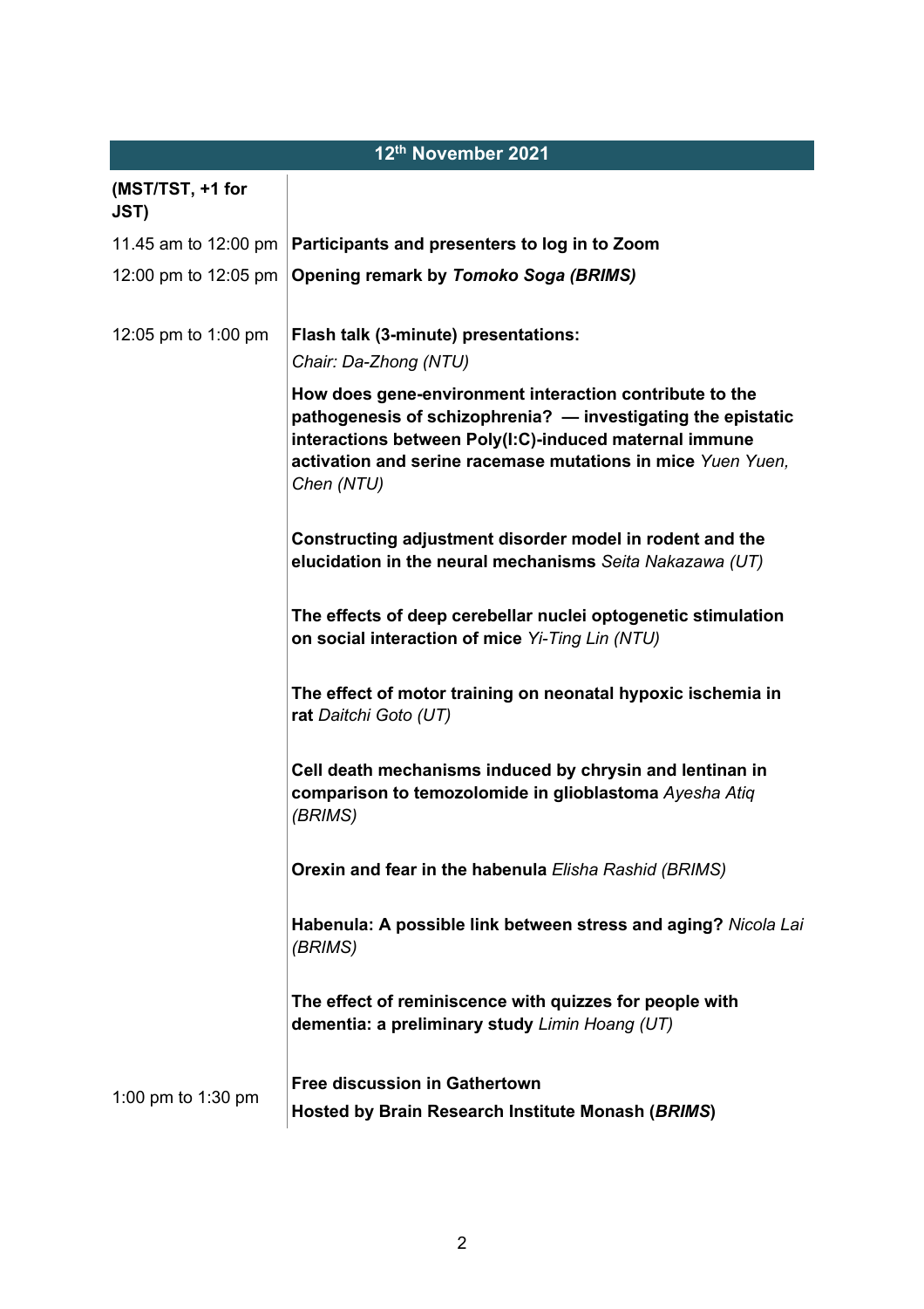| 12th November 2021 | |
|---|---|
| **(MST/TST, +1 for JST)** | |
| 11.45 am to 12:00 pm | **Participants and presenters to log in to Zoom** |
| 12:00 pm to 12:05 pm | **Opening remark by *Tomoko Soga (BRIMS)*** |
| 12:05 pm to 1:00 pm | **Flash talk (3-minute) presentations:**<br>*Chair: Da-Zhong (NTU)*<br><br>**How does gene-environment interaction contribute to the pathogenesis of schizophrenia? — investigating the epistatic interactions between Poly(I:C)-induced maternal immune activation and serine racemase mutations in mice** *Yuen Yuen, Chen (NTU)*<br><br>**Constructing adjustment disorder model in rodent and the elucidation in the neural mechanisms** *Seita Nakazawa (UT)*<br><br>**The effects of deep cerebellar nuclei optogenetic stimulation on social interaction of mice** *Yi-Ting Lin (NTU)*<br><br>**The effect of motor training on neonatal hypoxic ischemia in rat** *Daitchi Goto (UT)*<br><br>**Cell death mechanisms induced by chrysin and lentinan in comparison to temozolomide in glioblastoma** *Ayesha Atiq (BRIMS)*<br><br>**Orexin and fear in the habenula** *Elisha Rashid (BRIMS)*<br><br>**Habenula: A possible link between stress and aging?** *Nicola Lai (BRIMS)*<br><br>**The effect of reminiscence with quizzes for people with dementia: a preliminary study** *Limin Hoang (UT)* |
| 1:00 pm to 1:30 pm | **Free discussion in Gathertown**<br>**Hosted by Brain Research Institute Monash (*BRIMS*)** |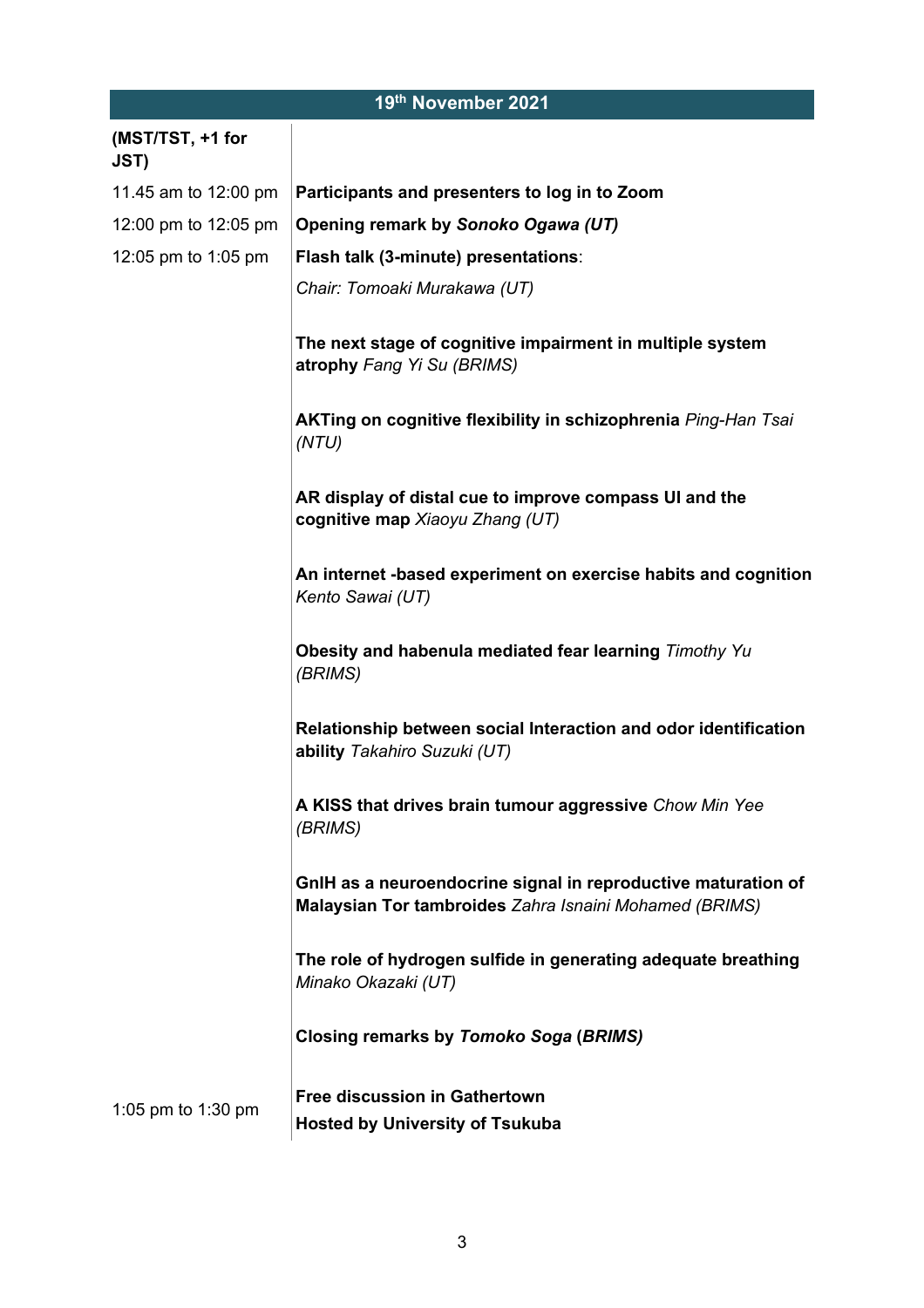| 19th November 2021 | |
|---|---|
| **(MST/TST, +1 for JST)** | |
| 11.45 am to 12:00 pm | **Participants and presenters to log in to Zoom** |
| 12:00 pm to 12:05 pm | **Opening remark by *Sonoko Ogawa (UT)*** |
| 12:05 pm to 1:05 pm | **Flash talk (3-minute) presentations**: |
| | *Chair: Tomoaki Murakawa (UT)* |
| | **The next stage of cognitive impairment in multiple system atrophy** *Fang Yi Su (BRIMS)* |
| | **AKTing on cognitive flexibility in schizophrenia** *Ping-Han Tsai (NTU)* |
| | **AR display of distal cue to improve compass UI and the cognitive map** *Xiaoyu Zhang (UT)* |
| | **An internet -based experiment on exercise habits and cognition** *Kento Sawai (UT)* |
| | **Obesity and habenula mediated fear learning** *Timothy Yu (BRIMS)* |
| | **Relationship between social Interaction and odor identification ability** *Takahiro Suzuki (UT)* |
| | **A KISS that drives brain tumour aggressive** *Chow Min Yee (BRIMS)* |
| | **GnIH as a neuroendocrine signal in reproductive maturation of Malaysian Tor tambroides** *Zahra Isnaini Mohamed (BRIMS)* |
| | **The role of hydrogen sulfide in generating adequate breathing** *Minako Okazaki (UT)* |
| | **Closing remarks by *Tomoko Soga* (*BRIMS)*** |
| 1:05 pm to 1:30 pm | **Free discussion in Gathertown**<br>**Hosted by University of Tsukuba** |